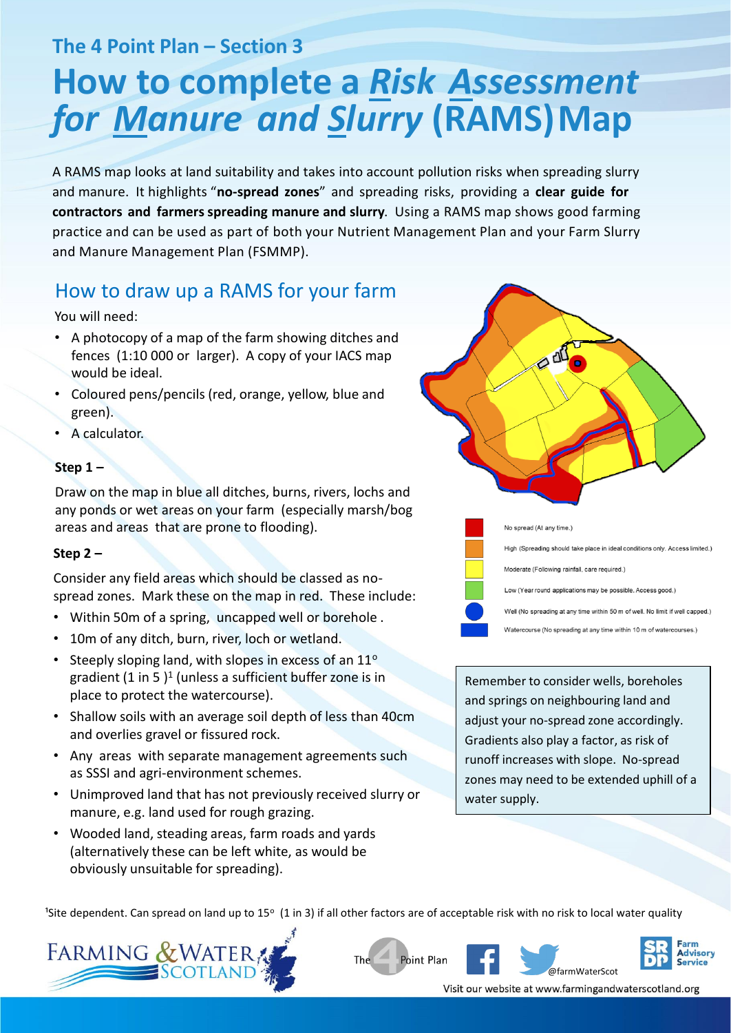## The 4 Point Plan – Section 3

# How to complete a *Risk Assessment for Manure and Slurry* (RAMS) Map

A RAMS map looks at land suitability and takes into account pollution risks when spreading slurry and manure. It highlights "**no-spread zones**" and spreading risks, providing a **clear guide for contractors and farmers spreading manure and slurry**. Using a RAMS map shows good farming practice and can be used as part of both your Nutrient Management Plan and your Farm Slurry and Manure Management Plan (FSMMP).

## How to draw up a RAMS for your farm

You will need:

- A photocopy of a map of the farm showing ditches and fences (1:10 000 or larger). A copy of your IACS map would be ideal.
- Coloured pens/pencils (red, orange, yellow, blue and green).
- A calculator.

### Step 1 –

Draw on the map in blue all ditches, burns, rivers, lochs and any ponds or wet areas on your farm (especially marsh/bog areas and areas that are prone to flooding).

### Step 2 –

Consider any field areas which should be classed as no-spread zones. Mark these on the map in red. These include:

- Within 50m of a spring, uncapped well or borehole .
- 10m of any ditch, burn, river, loch or wetland.
- Steeply sloping land, with slopes in excess of an 11° gradient (1 in 5 )[1] (unless a sufficient buffer zone is in place to protect the watercourse).
- Shallow soils with an average soil depth of less than 40cm and overlies gravel or fissured rock.
- Any areas with separate management agreements such as SSSI and agri-environment schemes.
- Unimproved land that has not previously received slurry or manure, e.g. land used for rough grazing.
- Wooded land, steading areas, farm roads and yards (alternatively these can be left white, as would be obviously unsuitable for spreading).

No spread (At any time.)

High (Spreading should take place in ideal conditions only. Access limited.)

Moderate (Following rainfall, care required.)

Low (Year round applications may be possible. Access good.)

Well (No spreading at any time within 50 m of well. No limit if well capped.)

Watercourse (No spreading at any time within 10 m of watercourses.)

Remember to consider wells, boreholes and springs on neighbouring land and adjust your no-spread zone accordingly. Gradients also play a factor, as risk of runoff increases with slope. No-spread zones may need to be extended uphill of a water supply.

[1]Site dependent. Can spread on land up to 15° (1 in 3) if all other factors are of acceptable risk with no risk to local water quality

Farming & Water Scotland — The 4 Point Plan — @farmWaterScot — Farm Advisory Service

Visit our website at www.farmingandwaterscotland.org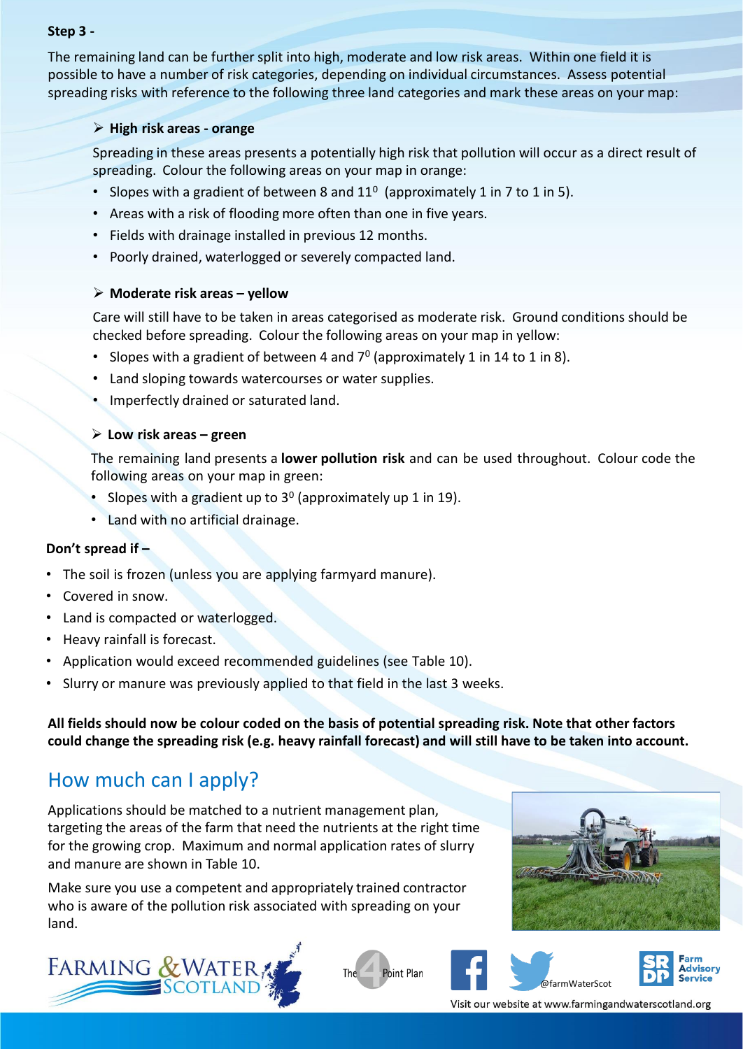**Step 3 -**

The remaining land can be further split into high, moderate and low risk areas. Within one field it is possible to have a number of risk categories, depending on individual circumstances. Assess potential spreading risks with reference to the following three land categories and mark these areas on your map:

- **High risk areas - orange**

  Spreading in these areas presents a potentially high risk that pollution will occur as a direct result of spreading. Colour the following areas on your map in orange:

  - Slopes with a gradient of between 8 and $11^0$ (approximately 1 in 7 to 1 in 5).
  - Areas with a risk of flooding more often than one in five years.
  - Fields with drainage installed in previous 12 months.
  - Poorly drained, waterlogged or severely compacted land.

- **Moderate risk areas – yellow**

  Care will still have to be taken in areas categorised as moderate risk. Ground conditions should be checked before spreading. Colour the following areas on your map in yellow:

  - Slopes with a gradient of between 4 and $7^0$ (approximately 1 in 14 to 1 in 8).
  - Land sloping towards watercourses or water supplies.
  - Imperfectly drained or saturated land.

- **Low risk areas – green**

  The remaining land presents a **lower pollution risk** and can be used throughout. Colour code the following areas on your map in green:

  - Slopes with a gradient up to $3^0$ (approximately up 1 in 19).
  - Land with no artificial drainage.

**Don't spread if –**

- The soil is frozen (unless you are applying farmyard manure).
- Covered in snow.
- Land is compacted or waterlogged.
- Heavy rainfall is forecast.
- Application would exceed recommended guidelines (see Table 10).
- Slurry or manure was previously applied to that field in the last 3 weeks.

**All fields should now be colour coded on the basis of potential spreading risk. Note that other factors could change the spreading risk (e.g. heavy rainfall forecast) and will still have to be taken into account.**

## How much can I apply?

Applications should be matched to a nutrient management plan, targeting the areas of the farm that need the nutrients at the right time for the growing crop. Maximum and normal application rates of slurry and manure are shown in Table 10.

Make sure you use a competent and appropriately trained contractor who is aware of the pollution risk associated with spreading on your land.

Visit our website at www.farmingandwaterscotland.org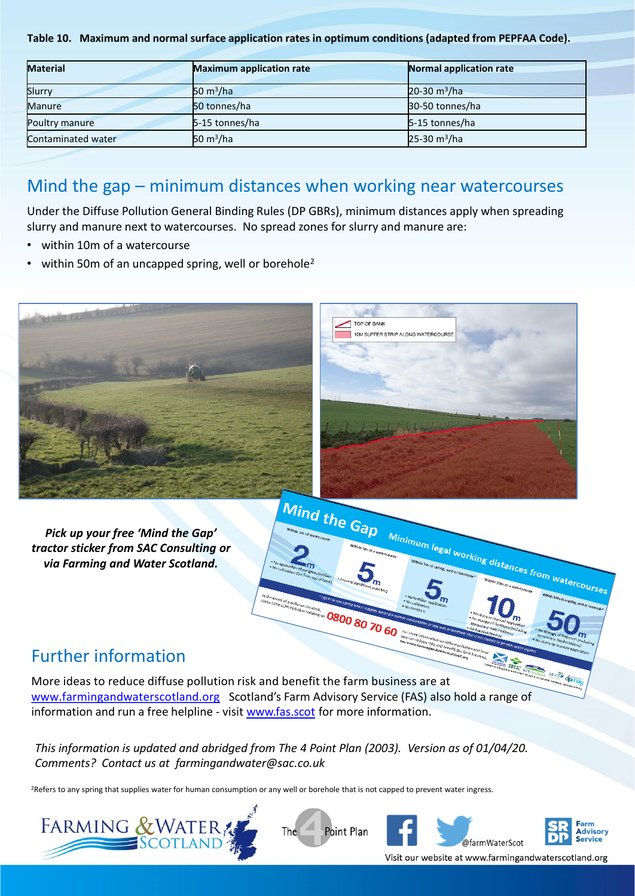**Table 10. Maximum and normal surface application rates in optimum conditions (adapted from PEPFAA Code).**

| Material | Maximum application rate | Normal application rate |
|---|---|---|
| Slurry | 50 $m^3$/ha | 20-30 $m^3$/ha |
| Manure | 50 tonnes/ha | 30-50 tonnes/ha |
| Poultry manure | 5-15 tonnes/ha | 5-15 tonnes/ha |
| Contaminated water | 50 $m^3$/ha | 25-30 $m^3$/ha |

## Mind the gap – minimum distances when working near watercourses

Under the Diffuse Pollution General Binding Rules (DP GBRs), minimum distances apply when spreading slurry and manure next to watercourses. No spread zones for slurry and manure are:

- within 10m of a watercourse
- within 50m of an uncapped spring, well or borehole[2]

*Pick up your free 'Mind the Gap' tractor sticker from SAC Consulting or via Farming and Water Scotland.*

## Further information

More ideas to reduce diffuse pollution risk and benefit the farm business are at www.farmingandwaterscotland.org Scotland's Farm Advisory Service (FAS) also hold a range of information and run a free helpline - visit www.fas.scot for more information.

*This information is updated and abridged from The 4 Point Plan (2003). Version as of 01/04/20. Comments? Contact us at farmingandwater@sac.co.uk*

[2]Refers to any spring that supplies water for human consumption or any well or borehole that is not capped to prevent water ingress.

Visit our website at www.farmingandwaterscotland.org